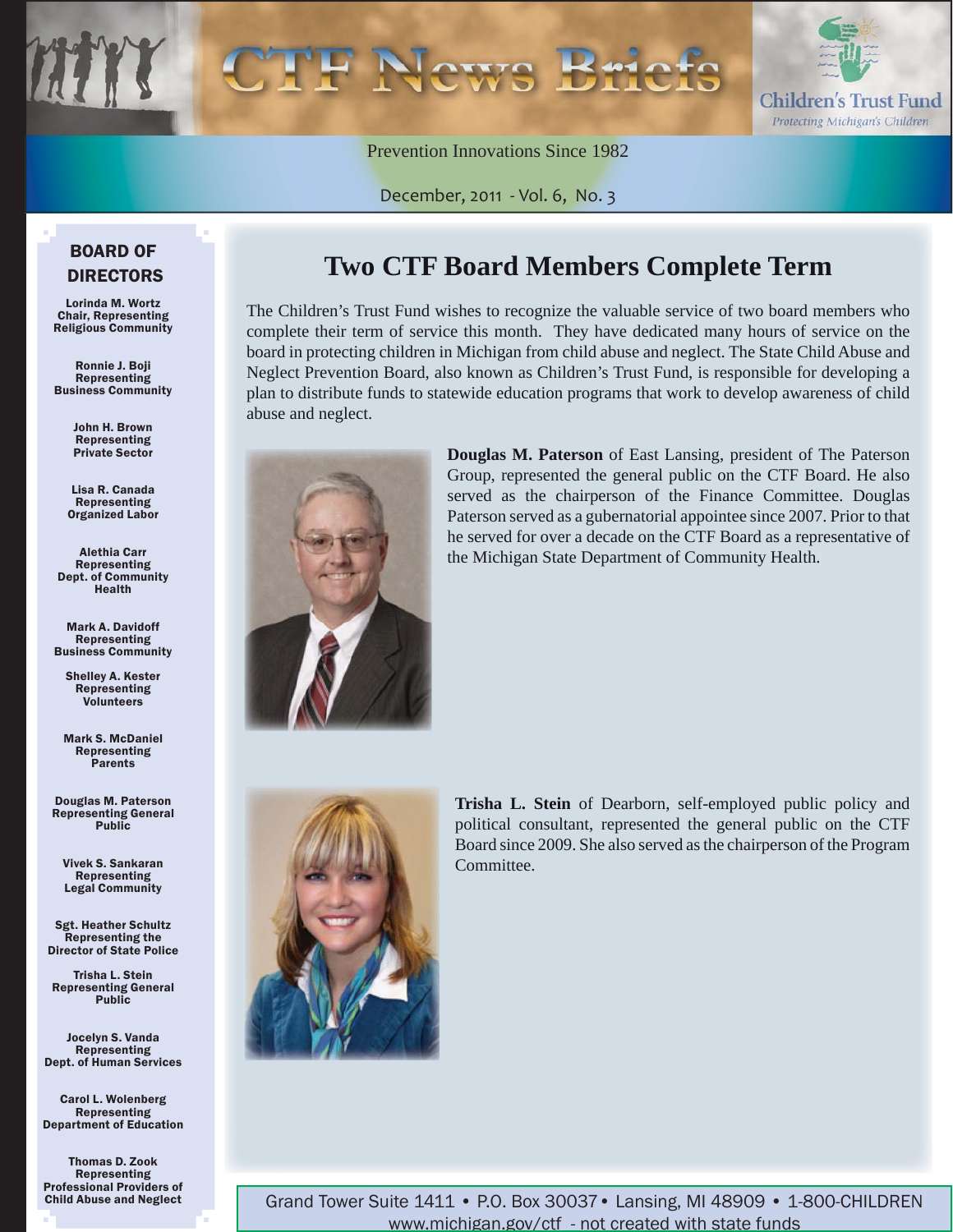# CTF News Briefs

Children's Trust Fund

*Protecting Michigan's Children*

Prevention Innovations Since 1982

December, 2011 - Vol. 6, No. 3

## BOARD OF DIRECTORS

**Lorinda M. Wortz**
Chair, Representing Religious Community

**Ronnie J. Boji**
Representing Business Community

**John H. Brown**
Representing Private Sector

**Lisa R. Canada**
Representing Organized Labor

**Alethia Carr**
Representing Dept. of Community Health

**Mark A. Davidoff**
Representing Business Community

**Shelley A. Kester**
Representing Volunteers

**Mark S. McDaniel**
Representing Parents

**Douglas M. Paterson**
Representing General Public

**Vivek S. Sankaran**
Representing Legal Community

**Sgt. Heather Schultz**
Representing the Director of State Police

**Trisha L. Stein**
Representing General Public

**Jocelyn S. Vanda**
Representing Dept. of Human Services

**Carol L. Wolenberg**
Representing Department of Education

**Thomas D. Zook**
Representing Professional Providers of Child Abuse and Neglect

# Two CTF Board Members Complete Term

The Children's Trust Fund wishes to recognize the valuable service of two board members who complete their term of service this month. They have dedicated many hours of service on the board in protecting children in Michigan from child abuse and neglect. The State Child Abuse and Neglect Prevention Board, also known as Children's Trust Fund, is responsible for developing a plan to distribute funds to statewide education programs that work to develop awareness of child abuse and neglect.

**Douglas M. Paterson** of East Lansing, president of The Paterson Group, represented the general public on the CTF Board. He also served as the chairperson of the Finance Committee. Douglas Paterson served as a gubernatorial appointee since 2007. Prior to that he served for over a decade on the CTF Board as a representative of the Michigan State Department of Community Health.

**Trisha L. Stein** of Dearborn, self-employed public policy and political consultant, represented the general public on the CTF Board since 2009. She also served as the chairperson of the Program Committee.

Grand Tower Suite 1411 • P.O. Box 30037 • Lansing, MI 48909 • 1-800-CHILDREN
www.michigan.gov/ctf - not created with state funds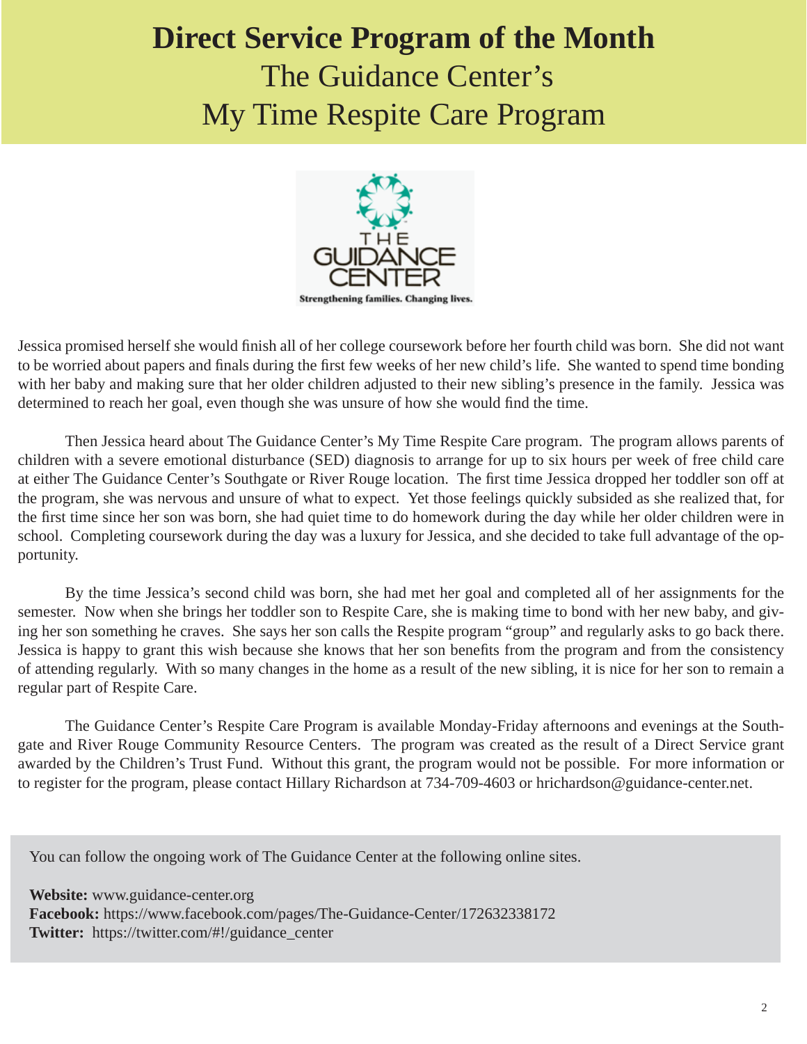# Direct Service Program of the Month

## The Guidance Center's My Time Respite Care Program

Jessica promised herself she would finish all of her college coursework before her fourth child was born. She did not want to be worried about papers and finals during the first few weeks of her new child's life. She wanted to spend time bonding with her baby and making sure that her older children adjusted to their new sibling's presence in the family. Jessica was determined to reach her goal, even though she was unsure of how she would find the time.

Then Jessica heard about The Guidance Center's My Time Respite Care program. The program allows parents of children with a severe emotional disturbance (SED) diagnosis to arrange for up to six hours per week of free child care at either The Guidance Center's Southgate or River Rouge location. The first time Jessica dropped her toddler son off at the program, she was nervous and unsure of what to expect. Yet those feelings quickly subsided as she realized that, for the first time since her son was born, she had quiet time to do homework during the day while her older children were in school. Completing coursework during the day was a luxury for Jessica, and she decided to take full advantage of the opportunity.

By the time Jessica's second child was born, she had met her goal and completed all of her assignments for the semester. Now when she brings her toddler son to Respite Care, she is making time to bond with her new baby, and giving her son something he craves. She says her son calls the Respite program "group" and regularly asks to go back there. Jessica is happy to grant this wish because she knows that her son benefits from the program and from the consistency of attending regularly. With so many changes in the home as a result of the new sibling, it is nice for her son to remain a regular part of Respite Care.

The Guidance Center's Respite Care Program is available Monday-Friday afternoons and evenings at the Southgate and River Rouge Community Resource Centers. The program was created as the result of a Direct Service grant awarded by the Children's Trust Fund. Without this grant, the program would not be possible. For more information or to register for the program, please contact Hillary Richardson at 734-709-4603 or hrichardson@guidance-center.net.

You can follow the ongoing work of The Guidance Center at the following online sites.

**Website:** www.guidance-center.org
**Facebook:** https://www.facebook.com/pages/The-Guidance-Center/172632338172
**Twitter:** https://twitter.com/#!/guidance_center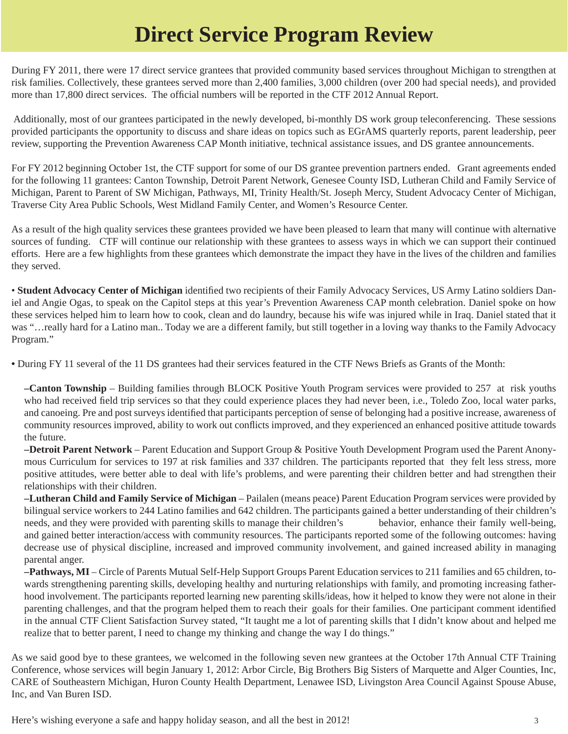# Direct Service Program Review

During FY 2011, there were 17 direct service grantees that provided community based services throughout Michigan to strengthen at risk families. Collectively, these grantees served more than 2,400 families, 3,000 children (over 200 had special needs), and provided more than 17,800 direct services. The official numbers will be reported in the CTF 2012 Annual Report.

Additionally, most of our grantees participated in the newly developed, bi-monthly DS work group teleconferencing. These sessions provided participants the opportunity to discuss and share ideas on topics such as EGrAMS quarterly reports, parent leadership, peer review, supporting the Prevention Awareness CAP Month initiative, technical assistance issues, and DS grantee announcements.

For FY 2012 beginning October 1st, the CTF support for some of our DS grantee prevention partners ended. Grant agreements ended for the following 11 grantees: Canton Township, Detroit Parent Network, Genesee County ISD, Lutheran Child and Family Service of Michigan, Parent to Parent of SW Michigan, Pathways, MI, Trinity Health/St. Joseph Mercy, Student Advocacy Center of Michigan, Traverse City Area Public Schools, West Midland Family Center, and Women's Resource Center.

As a result of the high quality services these grantees provided we have been pleased to learn that many will continue with alternative sources of funding. CTF will continue our relationship with these grantees to assess ways in which we can support their continued efforts. Here are a few highlights from these grantees which demonstrate the impact they have in the lives of the children and families they served.

• **Student Advocacy Center of Michigan** identified two recipients of their Family Advocacy Services, US Army Latino soldiers Daniel and Angie Ogas, to speak on the Capitol steps at this year's Prevention Awareness CAP month celebration. Daniel spoke on how these services helped him to learn how to cook, clean and do laundry, because his wife was injured while in Iraq. Daniel stated that it was "…really hard for a Latino man.. Today we are a different family, but still together in a loving way thanks to the Family Advocacy Program."

• During FY 11 several of the 11 DS grantees had their services featured in the CTF News Briefs as Grants of the Month:

–**Canton Township** – Building families through BLOCK Positive Youth Program services were provided to 257 at risk youths who had received field trip services so that they could experience places they had never been, i.e., Toledo Zoo, local water parks, and canoeing. Pre and post surveys identified that participants perception of sense of belonging had a positive increase, awareness of community resources improved, ability to work out conflicts improved, and they experienced an enhanced positive attitude towards the future.

–**Detroit Parent Network** – Parent Education and Support Group & Positive Youth Development Program used the Parent Anonymous Curriculum for services to 197 at risk families and 337 children. The participants reported that they felt less stress, more positive attitudes, were better able to deal with life's problems, and were parenting their children better and had strengthen their relationships with their children.

–**Lutheran Child and Family Service of Michigan** – Pailalen (means peace) Parent Education Program services were provided by bilingual service workers to 244 Latino families and 642 children. The participants gained a better understanding of their children's needs, and they were provided with parenting skills to manage their children's behavior, enhance their family well-being, and gained better interaction/access with community resources. The participants reported some of the following outcomes: having decrease use of physical discipline, increased and improved community involvement, and gained increased ability in managing parental anger.

–**Pathways, MI** – Circle of Parents Mutual Self-Help Support Groups Parent Education services to 211 families and 65 children, towards strengthening parenting skills, developing healthy and nurturing relationships with family, and promoting increasing fatherhood involvement. The participants reported learning new parenting skills/ideas, how it helped to know they were not alone in their parenting challenges, and that the program helped them to reach their goals for their families. One participant comment identified in the annual CTF Client Satisfaction Survey stated, "It taught me a lot of parenting skills that I didn't know about and helped me realize that to better parent, I need to change my thinking and change the way I do things."

As we said good bye to these grantees, we welcomed in the following seven new grantees at the October 17th Annual CTF Training Conference, whose services will begin January 1, 2012: Arbor Circle, Big Brothers Big Sisters of Marquette and Alger Counties, Inc, CARE of Southeastern Michigan, Huron County Health Department, Lenawee ISD, Livingston Area Council Against Spouse Abuse, Inc, and Van Buren ISD.

Here's wishing everyone a safe and happy holiday season, and all the best in 2012!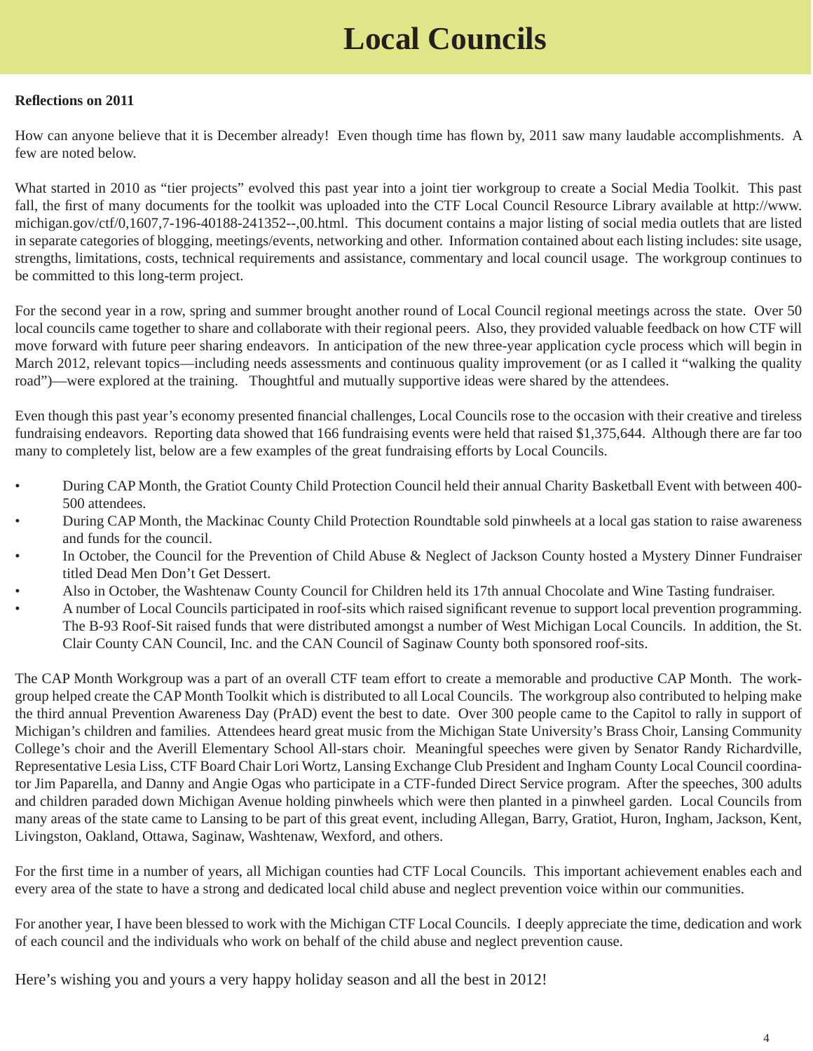# Local Councils

**Reflections on 2011**

How can anyone believe that it is December already! Even though time has flown by, 2011 saw many laudable accomplishments. A few are noted below.

What started in 2010 as "tier projects" evolved this past year into a joint tier workgroup to create a Social Media Toolkit. This past fall, the first of many documents for the toolkit was uploaded into the CTF Local Council Resource Library available at http://www.michigan.gov/ctf/0,1607,7-196-40188-241352--,00.html. This document contains a major listing of social media outlets that are listed in separate categories of blogging, meetings/events, networking and other. Information contained about each listing includes: site usage, strengths, limitations, costs, technical requirements and assistance, commentary and local council usage. The workgroup continues to be committed to this long-term project.

For the second year in a row, spring and summer brought another round of Local Council regional meetings across the state. Over 50 local councils came together to share and collaborate with their regional peers. Also, they provided valuable feedback on how CTF will move forward with future peer sharing endeavors. In anticipation of the new three-year application cycle process which will begin in March 2012, relevant topics—including needs assessments and continuous quality improvement (or as I called it "walking the quality road")—were explored at the training. Thoughtful and mutually supportive ideas were shared by the attendees.

Even though this past year's economy presented financial challenges, Local Councils rose to the occasion with their creative and tireless fundraising endeavors. Reporting data showed that 166 fundraising events were held that raised $1,375,644. Although there are far too many to completely list, below are a few examples of the great fundraising efforts by Local Councils.

- During CAP Month, the Gratiot County Child Protection Council held their annual Charity Basketball Event with between 400-500 attendees.
- During CAP Month, the Mackinac County Child Protection Roundtable sold pinwheels at a local gas station to raise awareness and funds for the council.
- In October, the Council for the Prevention of Child Abuse & Neglect of Jackson County hosted a Mystery Dinner Fundraiser titled Dead Men Don't Get Dessert.
- Also in October, the Washtenaw County Council for Children held its 17th annual Chocolate and Wine Tasting fundraiser.
- A number of Local Councils participated in roof-sits which raised significant revenue to support local prevention programming. The B-93 Roof-Sit raised funds that were distributed amongst a number of West Michigan Local Councils. In addition, the St. Clair County CAN Council, Inc. and the CAN Council of Saginaw County both sponsored roof-sits.

The CAP Month Workgroup was a part of an overall CTF team effort to create a memorable and productive CAP Month. The workgroup helped create the CAP Month Toolkit which is distributed to all Local Councils. The workgroup also contributed to helping make the third annual Prevention Awareness Day (PrAD) event the best to date. Over 300 people came to the Capitol to rally in support of Michigan's children and families. Attendees heard great music from the Michigan State University's Brass Choir, Lansing Community College's choir and the Averill Elementary School All-stars choir. Meaningful speeches were given by Senator Randy Richardville, Representative Lesia Liss, CTF Board Chair Lori Wortz, Lansing Exchange Club President and Ingham County Local Council coordinator Jim Paparella, and Danny and Angie Ogas who participate in a CTF-funded Direct Service program. After the speeches, 300 adults and children paraded down Michigan Avenue holding pinwheels which were then planted in a pinwheel garden. Local Councils from many areas of the state came to Lansing to be part of this great event, including Allegan, Barry, Gratiot, Huron, Ingham, Jackson, Kent, Livingston, Oakland, Ottawa, Saginaw, Washtenaw, Wexford, and others.

For the first time in a number of years, all Michigan counties had CTF Local Councils. This important achievement enables each and every area of the state to have a strong and dedicated local child abuse and neglect prevention voice within our communities.

For another year, I have been blessed to work with the Michigan CTF Local Councils. I deeply appreciate the time, dedication and work of each council and the individuals who work on behalf of the child abuse and neglect prevention cause.

Here's wishing you and yours a very happy holiday season and all the best in 2012!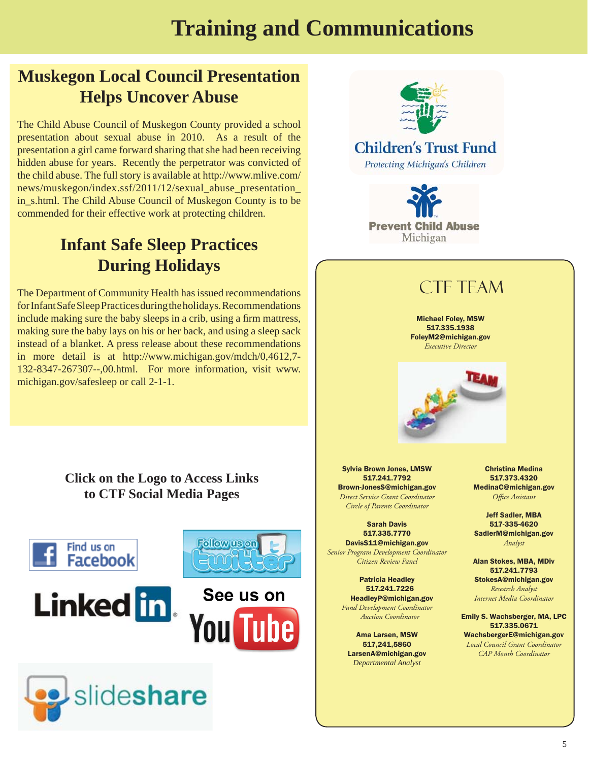# Training and Communications

## Muskegon Local Council Presentation Helps Uncover Abuse

The Child Abuse Council of Muskegon County provided a school presentation about sexual abuse in 2010. As a result of the presentation a girl came forward sharing that she had been receiving hidden abuse for years. Recently the perpetrator was convicted of the child abuse. The full story is available at http://www.mlive.com/news/muskegon/index.ssf/2011/12/sexual_abuse_presentation_in_s.html. The Child Abuse Council of Muskegon County is to be commended for their effective work at protecting children.

## Infant Safe Sleep Practices During Holidays

The Department of Community Health has issued recommendations for Infant Safe Sleep Practices during the holidays. Recommendations include making sure the baby sleeps in a crib, using a firm mattress, making sure the baby lays on his or her back, and using a sleep sack instead of a blanket. A press release about these recommendations in more detail is at http://www.michigan.gov/mdch/0,4612,7-132-8347-267307--,00.html. For more information, visit www.michigan.gov/safesleep or call 2-1-1.

### Click on the Logo to Access Links to CTF Social Media Pages

Find us on Facebook

Follow us on twitter

LinkedIn

See us on YouTube

slideshare

Children's Trust Fund
*Protecting Michigan's Children*

Prevent Child Abuse
Michigan

## CTF TEAM

**Michael Foley, MSW**
**517.335.1938**
**FoleyM2@michigan.gov**
*Executive Director*

**Sylvia Brown Jones, LMSW**
**517.241.7792**
**Brown-JonesS@michigan.gov**
*Direct Service Grant Coordinator*
*Circle of Parents Coordinator*

**Sarah Davis**
**517.335.7770**
**DavisS11@michigan.gov**
*Senior Program Development Coordinator*
*Citizen Review Panel*

**Patricia Headley**
**517.241.7226**
**HeadleyP@michigan.gov**
*Fund Development Coordinator*
*Auction Coordinator*

**Ama Larsen, MSW**
**517,241,5860**
**LarsenA@michigan.gov**
*Departmental Analyst*

**Christina Medina**
**517.373.4320**
**MedinaC@michigan.gov**
*Office Assistant*

**Jeff Sadler, MBA**
**517-335-4620**
**SadlerM@michigan.gov**
*Analyst*

**Alan Stokes, MBA, MDiv**
**517.241.7793**
**StokesA@michigan.gov**
*Research Analyst*
*Internet Media Coordinator*

**Emily S. Wachsberger, MA, LPC**
**517.335.0671**
**WachsbergerE@michigan.gov**
*Local Council Grant Coordinator*
*CAP Month Coordinator*